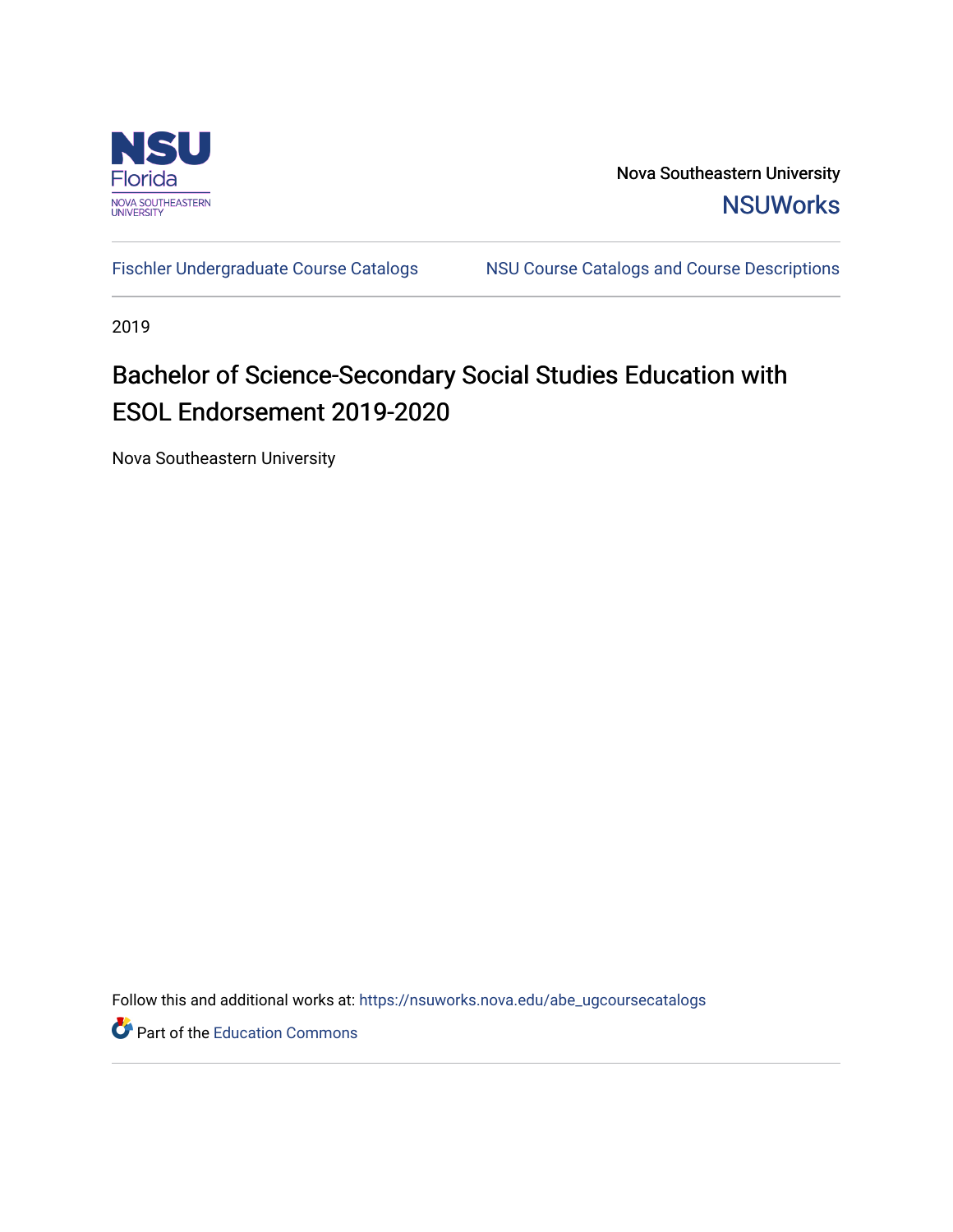Nova Southeastern University

NSUWorks

Fischler Undergraduate Course Catalogs

NSU Course Catalogs and Course Descriptions

2019

# Bachelor of Science-Secondary Social Studies Education with ESOL Endorsement 2019-2020

Nova Southeastern University

Follow this and additional works at: https://nsuworks.nova.edu/abe_ugcoursecatalogs

Part of the Education Commons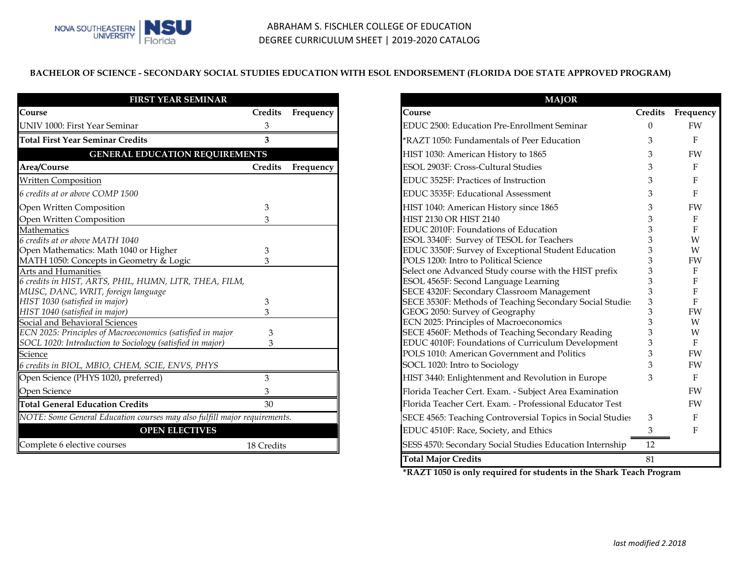ABRAHAM S. FISCHLER COLLEGE OF EDUCATION
DEGREE CURRICULUM SHEET | 2019-2020 CATALOG

**BACHELOR OF SCIENCE - SECONDARY SOCIAL STUDIES EDUCATION WITH ESOL ENDORSEMENT (FLORIDA DOE STATE APPROVED PROGRAM)**

| FIRST YEAR SEMINAR | | |
|---|---|---|
| **Course** | **Credits** | **Frequency** |
| UNIV 1000: First Year Seminar | 3 | |
| **Total First Year Seminar Credits** | **3** | |
| **GENERAL EDUCATION REQUIREMENTS** | | |
| **Area/Course** | **Credits** | **Frequency** |
| Written Composition | | |
| *6 credits at or above COMP 1500* | | |
| Open Written Composition | 3 | |
| Open Written Composition | 3 | |
| Mathematics | | |
| *6 credits at or above MATH 1040* | | |
| Open Mathematics: Math 1040 or Higher | 3 | |
| MATH 1050: Concepts in Geometry & Logic | 3 | |
| Arts and Humanities | | |
| *6 credits in HIST, ARTS, PHIL, HUMN, LITR, THEA, FILM, MUSC, DANC, WRIT, foreign language* | | |
| *HIST 1030 (satisfied in major)* | 3 | |
| *HIST 1040 (satisfied in major)* | 3 | |
| Social and Behavioral Sciences | | |
| *ECN 2025: Principles of Macroeconomics (satisfied in major* | 3 | |
| *SOCL 1020: Introduction to Sociology (satisfied in major)* | 3 | |
| Science | | |
| *6 credits in BIOL, MBIO, CHEM, SCIE, ENVS, PHYS* | | |
| Open Science (PHYS 1020, preferred) | 3 | |
| Open Science | 3 | |
| **Total General Education Credits** | 30 | |
| *NOTE: Some General Education courses may also fulfill major requirements.* | | |
| **OPEN ELECTIVES** | | |
| Complete 6 elective courses | 18 Credits | |

| MAJOR | | |
|---|---|---|
| **Course** | **Credits** | **Frequency** |
| EDUC 2500: Education Pre-Enrollment Seminar | 0 | FW |
| *RAZT 1050: Fundamentals of Peer Education | 3 | F |
| HIST 1030: American History to 1865 | 3 | FW |
| ESOL 2903F: Cross-Cultural Studies | 3 | F |
| EDUC 3525F: Practices of Instruction | 3 | F |
| EDUC 3535F: Educational Assessment | 3 | F |
| HIST 1040: American History since 1865 | 3 | FW |
| HIST 2130 OR HIST 2140 | 3 | F |
| EDUC 2010F: Foundations of Education | 3 | F |
| ESOL 3340F: Survey of TESOL for Teachers | 3 | W |
| EDUC 3350F: Survey of Exceptional Student Education | 3 | W |
| POLS 1200: Intro to Political Science | 3 | FW |
| Select one Advanced Study course with the HIST prefix | 3 | F |
| ESOL 4565F: Second Language Learning | 3 | F |
| SECE 4320F: Secondary Classroom Management | 3 | F |
| SECE 3530F: Methods of Teaching Secondary Social Studie | 3 | F |
| GEOG 2050: Survey of Geography | 3 | FW |
| ECN 2025: Principles of Macroeconomics | 3 | W |
| SECE 4560F: Methods of Teaching Secondary Reading | 3 | W |
| EDUC 4010F: Foundations of Curriculum Development | 3 | F |
| POLS 1010: American Government and Politics | 3 | FW |
| SOCL 1020: Intro to Sociology | 3 | FW |
| HIST 3440: Enlightenment and Revolution in Europe | 3 | F |
| Florida Teacher Cert. Exam. - Subject Area Examination | | FW |
| Florida Teacher Cert. Exam. - Professional Educator Test | | FW |
| SECE 4565: Teaching Controversial Topics in Social Studie | 3 | F |
| EDUC 4510F: Race, Society, and Ethics | 3 | F |
| SESS 4570: Secondary Social Studies Education Internship | 12 | |
| **Total Major Credits** | 81 | |

**\*RAZT 1050 is only required for students in the Shark Teach Program**

*last modified 2.2018*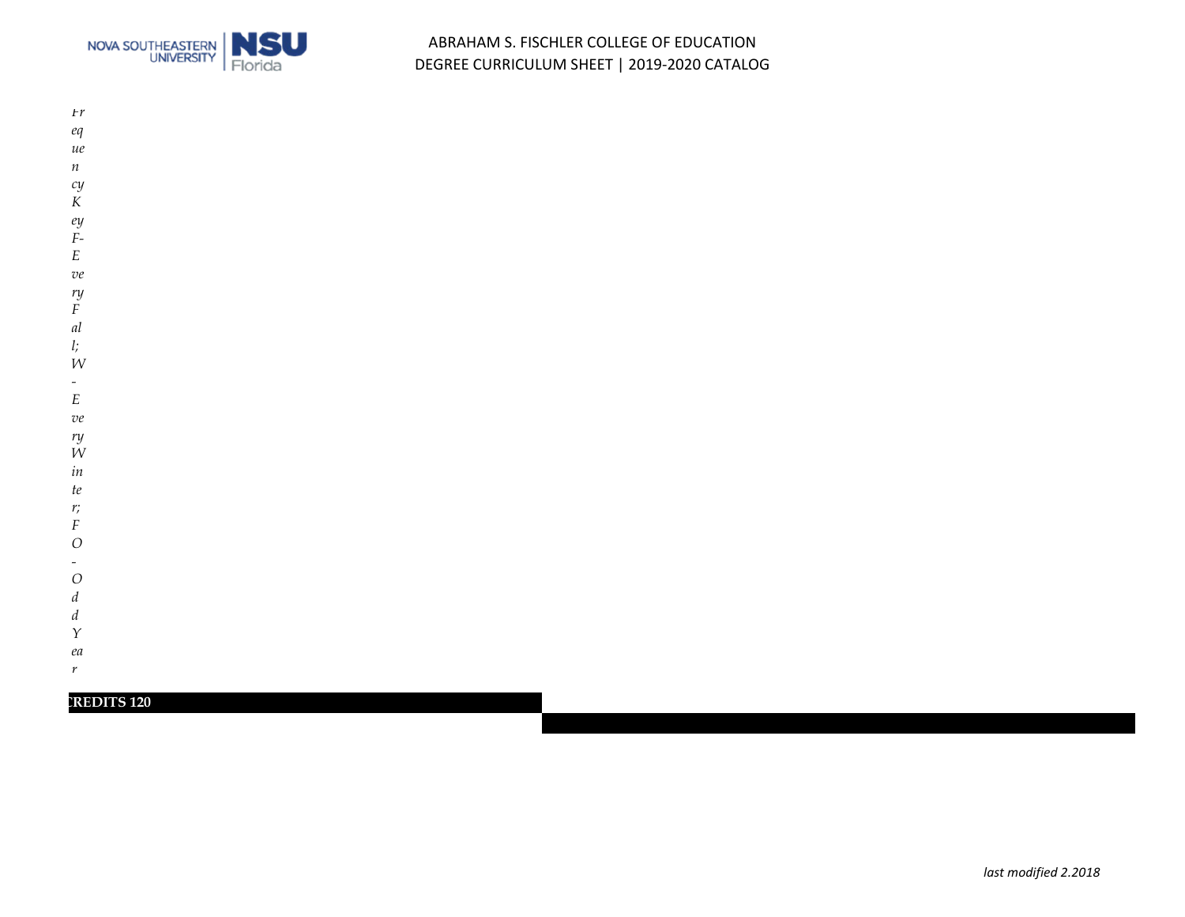*Frequency Key F-Every Fall; W-Every Winter; FO-Odd Year*

**CREDITS 120**

*last modified 2.2018*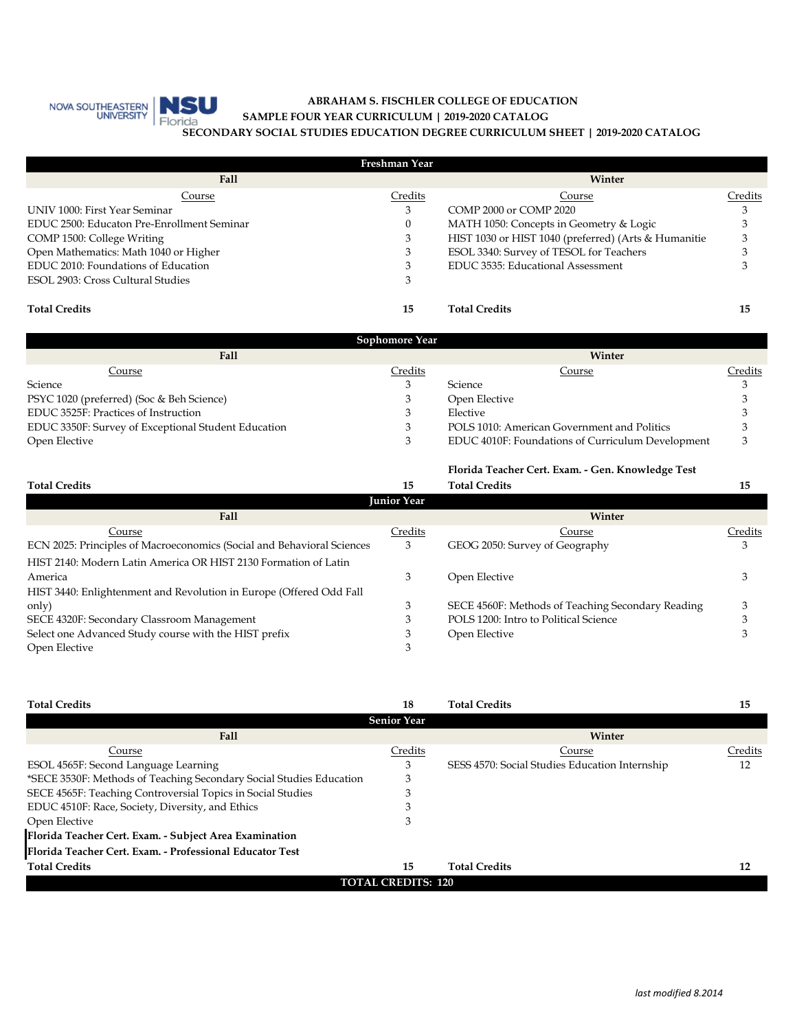**NOVA SOUTHEASTERN UNIVERSITY | NSU Florida**

# ABRAHAM S. FISCHLER COLLEGE OF EDUCATION

## SAMPLE FOUR YEAR CURRICULUM | 2019-2020 CATALOG

## SECONDARY SOCIAL STUDIES EDUCATION DEGREE CURRICULUM SHEET | 2019-2020 CATALOG

### Freshman Year

| Fall Course | Credits | Winter Course | Credits |
|---|---|---|---|
| UNIV 1000: First Year Seminar | 3 | COMP 2000 or COMP 2020 | 3 |
| EDUC 2500: Educaton Pre-Enrollment Seminar | 0 | MATH 1050: Concepts in Geometry & Logic | 3 |
| COMP 1500: College Writing | 3 | HIST 1030 or HIST 1040 (preferred) (Arts & Humanitie | 3 |
| Open Mathematics: Math 1040 or Higher | 3 | ESOL 3340: Survey of TESOL for Teachers | 3 |
| EDUC 2010: Foundations of Education | 3 | EDUC 3535: Educational Assessment | 3 |
| ESOL 2903: Cross Cultural Studies | 3 | | |
| **Total Credits** | **15** | **Total Credits** | **15** |

### Sophomore Year

| Fall Course | Credits | Winter Course | Credits |
|---|---|---|---|
| Science | 3 | Science | 3 |
| PSYC 1020 (preferred) (Soc & Beh Science) | 3 | Open Elective | 3 |
| EDUC 3525F: Practices of Instruction | 3 | Elective | 3 |
| EDUC 3350F: Survey of Exceptional Student Education | 3 | POLS 1010: American Government and Politics | 3 |
| Open Elective | 3 | EDUC 4010F: Foundations of Curriculum Development | 3 |
| | | **Florida Teacher Cert. Exam. - Gen. Knowledge Test** | |
| **Total Credits** | **15** | **Total Credits** | **15** |

### Junior Year

| Fall Course | Credits | Winter Course | Credits |
|---|---|---|---|
| ECN 2025: Principles of Macroeconomics (Social and Behavioral Sciences | 3 | GEOG 2050: Survey of Geography | 3 |
| HIST 2140: Modern Latin America OR HIST 2130 Formation of Latin America | 3 | Open Elective | 3 |
| HIST 3440: Enlightenment and Revolution in Europe (Offered Odd Fall only) | 3 | SECE 4560F: Methods of Teaching Secondary Reading | 3 |
| SECE 4320F: Secondary Classroom Management | 3 | POLS 1200: Intro to Political Science | 3 |
| Select one Advanced Study course with the HIST prefix | 3 | Open Elective | 3 |
| Open Elective | 3 | | |
| **Total Credits** | **18** | **Total Credits** | **15** |

### Senior Year

| Fall Course | Credits | Winter Course | Credits |
|---|---|---|---|
| ESOL 4565F: Second Language Learning | 3 | SESS 4570: Social Studies Education Internship | 12 |
| *SECE 3530F: Methods of Teaching Secondary Social Studies Education | 3 | | |
| SECE 4565F: Teaching Controversial Topics in Social Studies | 3 | | |
| EDUC 4510F: Race, Society, Diversity, and Ethics | 3 | | |
| Open Elective | 3 | | |
| **Florida Teacher Cert. Exam. - Subject Area Examination** | | | |
| **Florida Teacher Cert. Exam. - Professional Educator Test** | | | |
| **Total Credits** | **15** | **Total Credits** | **12** |

**TOTAL CREDITS: 120**

*last modified 8.2014*